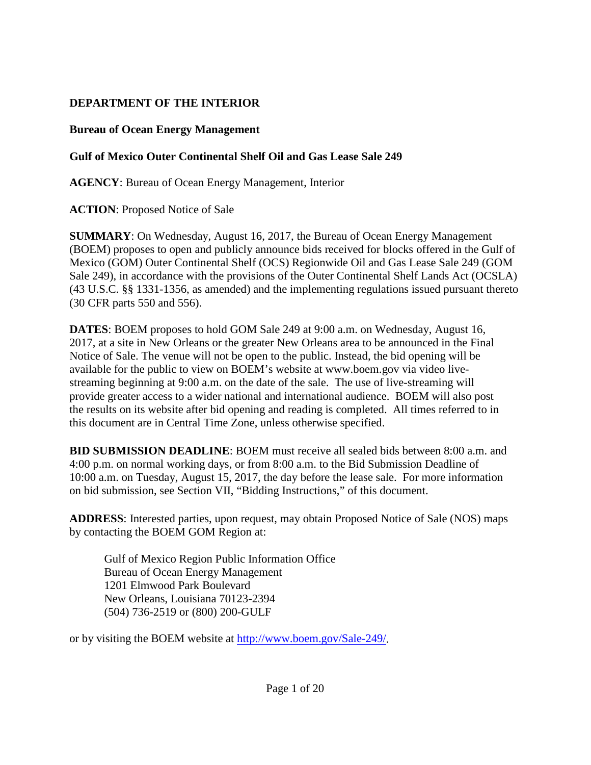**DEPARTMENT OF THE INTERIOR**

**Bureau of Ocean Energy Management**

**Gulf of Mexico Outer Continental Shelf Oil and Gas Lease Sale 249**

**AGENCY**: Bureau of Ocean Energy Management, Interior

**ACTION**: Proposed Notice of Sale

**SUMMARY**: On Wednesday, August 16, 2017, the Bureau of Ocean Energy Management (BOEM) proposes to open and publicly announce bids received for blocks offered in the Gulf of Mexico (GOM) Outer Continental Shelf (OCS) Regionwide Oil and Gas Lease Sale 249 (GOM Sale 249), in accordance with the provisions of the Outer Continental Shelf Lands Act (OCSLA) (43 U.S.C. §§ 1331-1356, as amended) and the implementing regulations issued pursuant thereto (30 CFR parts 550 and 556).

**DATES**: BOEM proposes to hold GOM Sale 249 at 9:00 a.m. on Wednesday, August 16, 2017, at a site in New Orleans or the greater New Orleans area to be announced in the Final Notice of Sale. The venue will not be open to the public. Instead, the bid opening will be available for the public to view on BOEM's website at www.boem.gov via video live-streaming beginning at 9:00 a.m. on the date of the sale. The use of live-streaming will provide greater access to a wider national and international audience. BOEM will also post the results on its website after bid opening and reading is completed. All times referred to in this document are in Central Time Zone, unless otherwise specified.

**BID SUBMISSION DEADLINE**: BOEM must receive all sealed bids between 8:00 a.m. and 4:00 p.m. on normal working days, or from 8:00 a.m. to the Bid Submission Deadline of 10:00 a.m. on Tuesday, August 15, 2017, the day before the lease sale. For more information on bid submission, see Section VII, "Bidding Instructions," of this document.

**ADDRESS**: Interested parties, upon request, may obtain Proposed Notice of Sale (NOS) maps by contacting the BOEM GOM Region at:

> Gulf of Mexico Region Public Information Office
> Bureau of Ocean Energy Management
> 1201 Elmwood Park Boulevard
> New Orleans, Louisiana 70123-2394
> (504) 736-2519 or (800) 200-GULF

or by visiting the BOEM website at [http://www.boem.gov/Sale-249/](http://www.boem.gov/Sale-249/).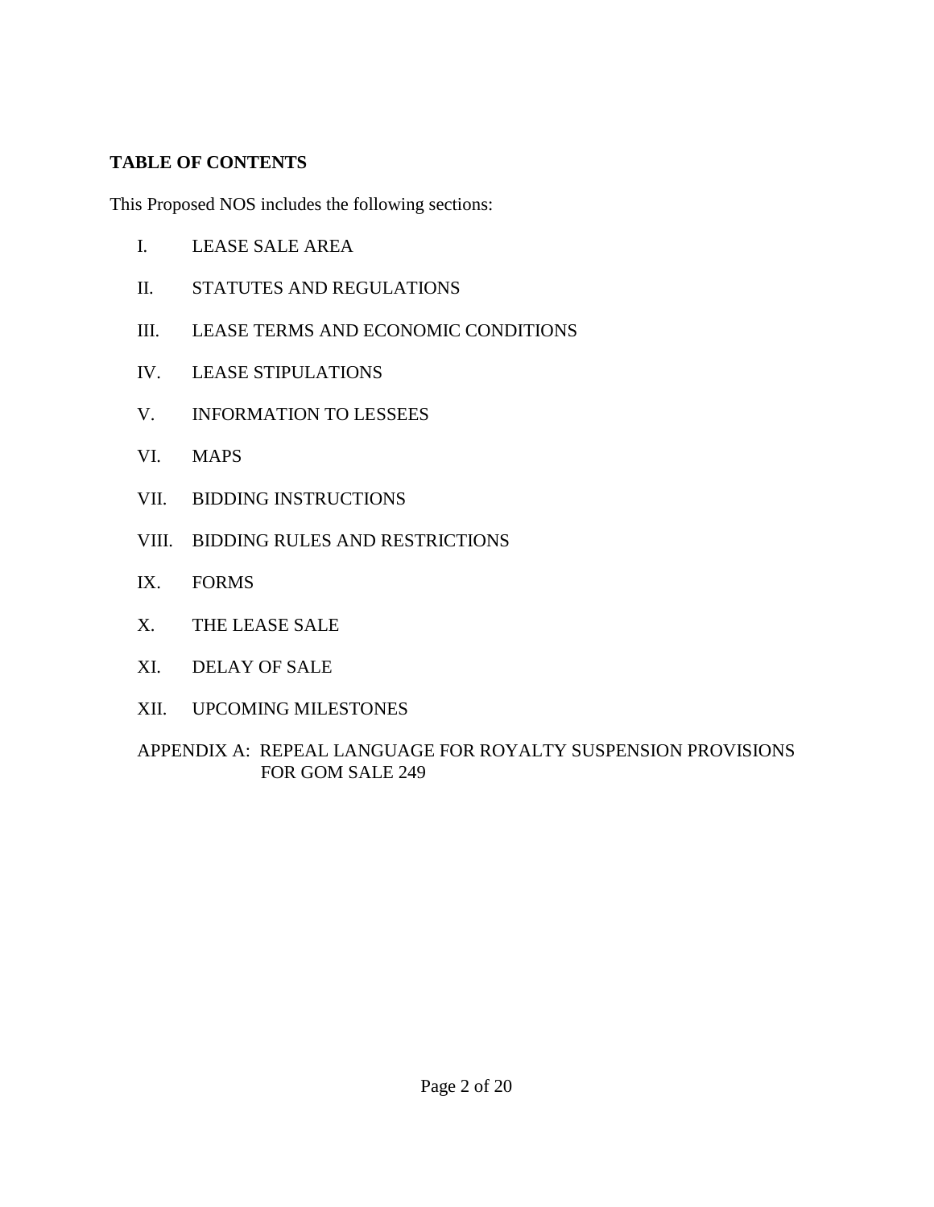**TABLE OF CONTENTS**

This Proposed NOS includes the following sections:

I. LEASE SALE AREA

II. STATUTES AND REGULATIONS

III. LEASE TERMS AND ECONOMIC CONDITIONS

IV. LEASE STIPULATIONS

V. INFORMATION TO LESSEES

VI. MAPS

VII. BIDDING INSTRUCTIONS

VIII. BIDDING RULES AND RESTRICTIONS

IX. FORMS

X. THE LEASE SALE

XI. DELAY OF SALE

XII. UPCOMING MILESTONES

APPENDIX A: REPEAL LANGUAGE FOR ROYALTY SUSPENSION PROVISIONS FOR GOM SALE 249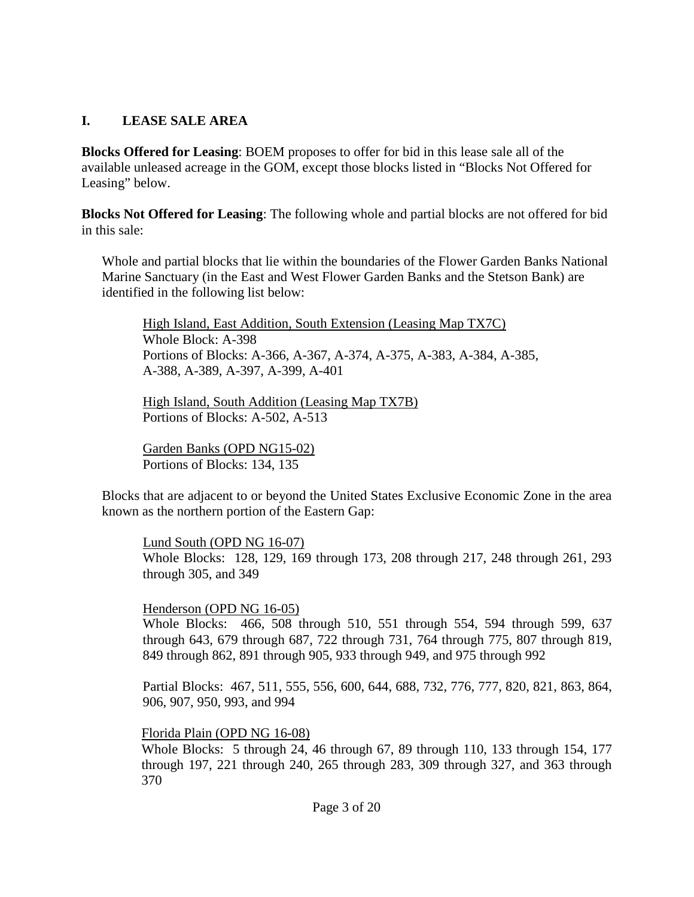## I. LEASE SALE AREA

**Blocks Offered for Leasing**: BOEM proposes to offer for bid in this lease sale all of the available unleased acreage in the GOM, except those blocks listed in "Blocks Not Offered for Leasing" below.

**Blocks Not Offered for Leasing**: The following whole and partial blocks are not offered for bid in this sale:

Whole and partial blocks that lie within the boundaries of the Flower Garden Banks National Marine Sanctuary (in the East and West Flower Garden Banks and the Stetson Bank) are identified in the following list below:

<u>High Island, East Addition, South Extension (Leasing Map TX7C)</u>
Whole Block: A-398
Portions of Blocks: A-366, A-367, A-374, A-375, A-383, A-384, A-385, A-388, A-389, A-397, A-399, A-401

<u>High Island, South Addition (Leasing Map TX7B)</u>
Portions of Blocks: A-502, A-513

<u>Garden Banks (OPD NG15-02)</u>
Portions of Blocks: 134, 135

Blocks that are adjacent to or beyond the United States Exclusive Economic Zone in the area known as the northern portion of the Eastern Gap:

<u>Lund South (OPD NG 16-07)</u>
Whole Blocks: 128, 129, 169 through 173, 208 through 217, 248 through 261, 293 through 305, and 349

<u>Henderson (OPD NG 16-05)</u>
Whole Blocks: 466, 508 through 510, 551 through 554, 594 through 599, 637 through 643, 679 through 687, 722 through 731, 764 through 775, 807 through 819, 849 through 862, 891 through 905, 933 through 949, and 975 through 992

Partial Blocks: 467, 511, 555, 556, 600, 644, 688, 732, 776, 777, 820, 821, 863, 864, 906, 907, 950, 993, and 994

<u>Florida Plain (OPD NG 16-08)</u>
Whole Blocks: 5 through 24, 46 through 67, 89 through 110, 133 through 154, 177 through 197, 221 through 240, 265 through 283, 309 through 327, and 363 through 370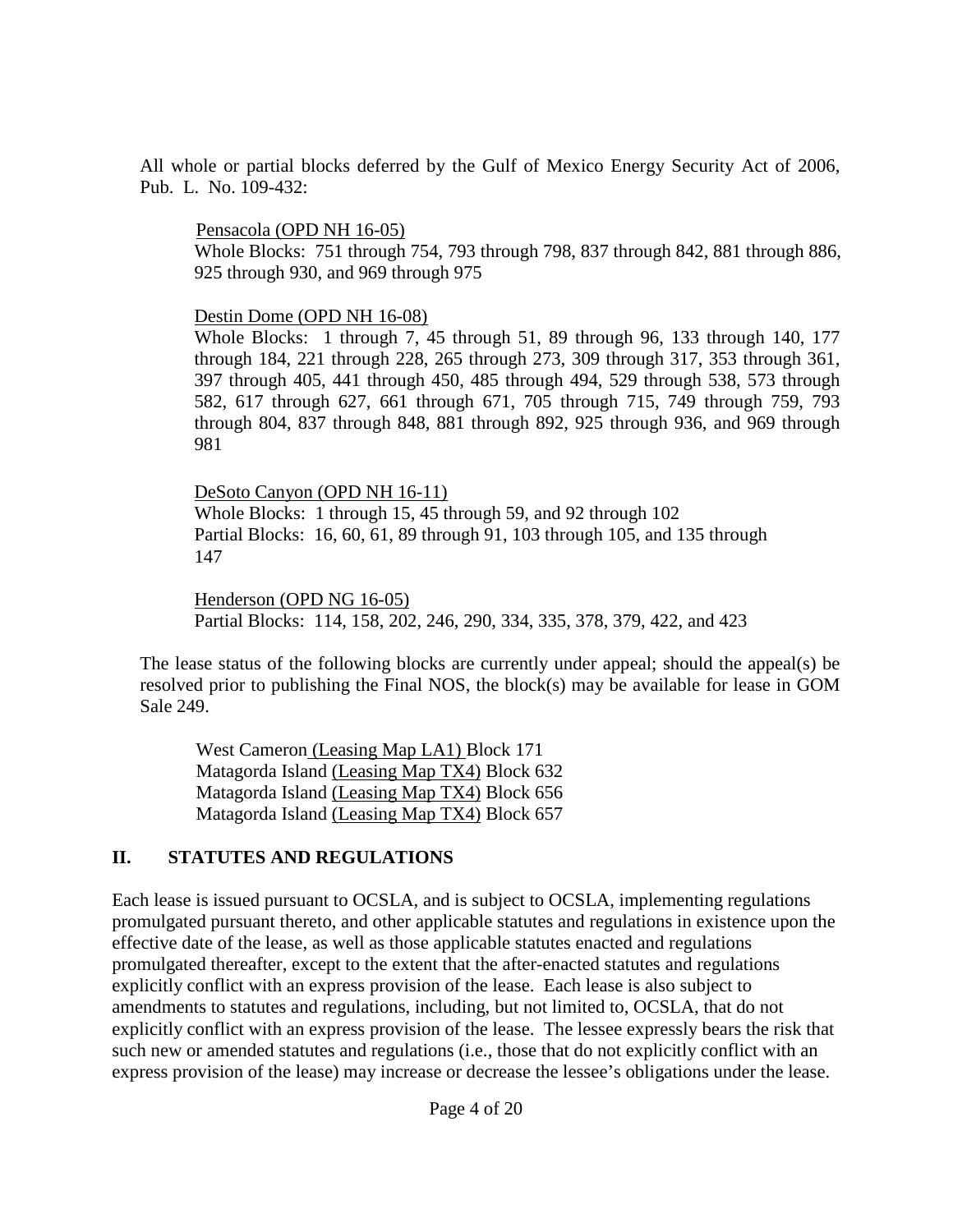All whole or partial blocks deferred by the Gulf of Mexico Energy Security Act of 2006, Pub. L. No. 109-432:

Pensacola (OPD NH 16-05)
Whole Blocks: 751 through 754, 793 through 798, 837 through 842, 881 through 886, 925 through 930, and 969 through 975

Destin Dome (OPD NH 16-08)
Whole Blocks: 1 through 7, 45 through 51, 89 through 96, 133 through 140, 177 through 184, 221 through 228, 265 through 273, 309 through 317, 353 through 361, 397 through 405, 441 through 450, 485 through 494, 529 through 538, 573 through 582, 617 through 627, 661 through 671, 705 through 715, 749 through 759, 793 through 804, 837 through 848, 881 through 892, 925 through 936, and 969 through 981

DeSoto Canyon (OPD NH 16-11)
Whole Blocks: 1 through 15, 45 through 59, and 92 through 102
Partial Blocks: 16, 60, 61, 89 through 91, 103 through 105, and 135 through 147

Henderson (OPD NG 16-05)
Partial Blocks: 114, 158, 202, 246, 290, 334, 335, 378, 379, 422, and 423

The lease status of the following blocks are currently under appeal; should the appeal(s) be resolved prior to publishing the Final NOS, the block(s) may be available for lease in GOM Sale 249.

West Cameron (Leasing Map LA1) Block 171
Matagorda Island (Leasing Map TX4) Block 632
Matagorda Island (Leasing Map TX4) Block 656
Matagorda Island (Leasing Map TX4) Block 657

## II. STATUTES AND REGULATIONS

Each lease is issued pursuant to OCSLA, and is subject to OCSLA, implementing regulations promulgated pursuant thereto, and other applicable statutes and regulations in existence upon the effective date of the lease, as well as those applicable statutes enacted and regulations promulgated thereafter, except to the extent that the after-enacted statutes and regulations explicitly conflict with an express provision of the lease. Each lease is also subject to amendments to statutes and regulations, including, but not limited to, OCSLA, that do not explicitly conflict with an express provision of the lease. The lessee expressly bears the risk that such new or amended statutes and regulations (i.e., those that do not explicitly conflict with an express provision of the lease) may increase or decrease the lessee's obligations under the lease.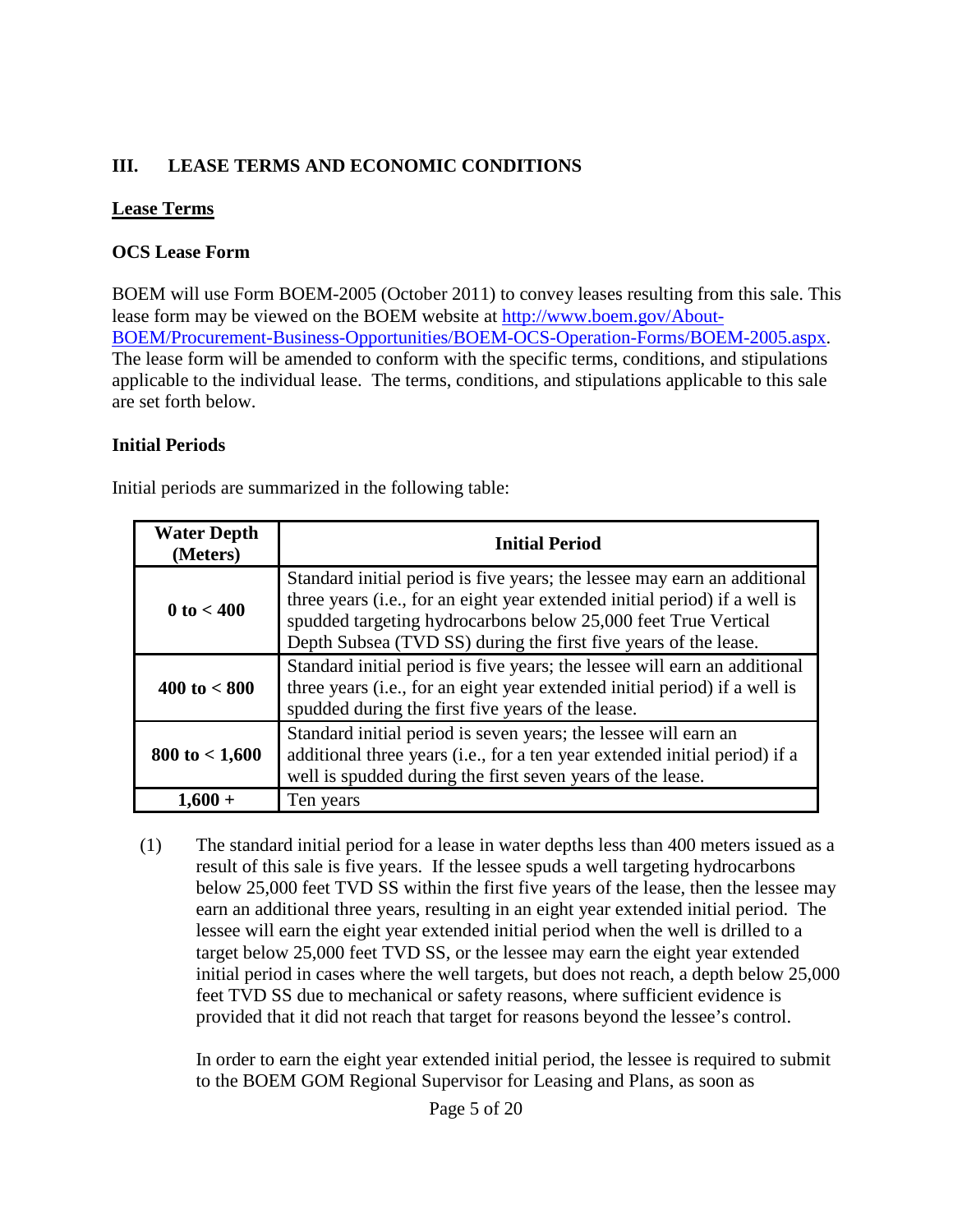## III. LEASE TERMS AND ECONOMIC CONDITIONS

### Lease Terms

#### OCS Lease Form

BOEM will use Form BOEM-2005 (October 2011) to convey leases resulting from this sale. This lease form may be viewed on the BOEM website at http://www.boem.gov/About-BOEM/Procurement-Business-Opportunities/BOEM-OCS-Operation-Forms/BOEM-2005.aspx. The lease form will be amended to conform with the specific terms, conditions, and stipulations applicable to the individual lease. The terms, conditions, and stipulations applicable to this sale are set forth below.

#### Initial Periods

Initial periods are summarized in the following table:

| Water Depth (Meters) | Initial Period |
|---|---|
| **0 to < 400** | Standard initial period is five years; the lessee may earn an additional three years (i.e., for an eight year extended initial period) if a well is spudded targeting hydrocarbons below 25,000 feet True Vertical Depth Subsea (TVD SS) during the first five years of the lease. |
| **400 to < 800** | Standard initial period is five years; the lessee will earn an additional three years (i.e., for an eight year extended initial period) if a well is spudded during the first five years of the lease. |
| **800 to < 1,600** | Standard initial period is seven years; the lessee will earn an additional three years (i.e., for a ten year extended initial period) if a well is spudded during the first seven years of the lease. |
| **1,600 +** | Ten years |

(1) The standard initial period for a lease in water depths less than 400 meters issued as a result of this sale is five years. If the lessee spuds a well targeting hydrocarbons below 25,000 feet TVD SS within the first five years of the lease, then the lessee may earn an additional three years, resulting in an eight year extended initial period. The lessee will earn the eight year extended initial period when the well is drilled to a target below 25,000 feet TVD SS, or the lessee may earn the eight year extended initial period in cases where the well targets, but does not reach, a depth below 25,000 feet TVD SS due to mechanical or safety reasons, where sufficient evidence is provided that it did not reach that target for reasons beyond the lessee's control.

In order to earn the eight year extended initial period, the lessee is required to submit to the BOEM GOM Regional Supervisor for Leasing and Plans, as soon as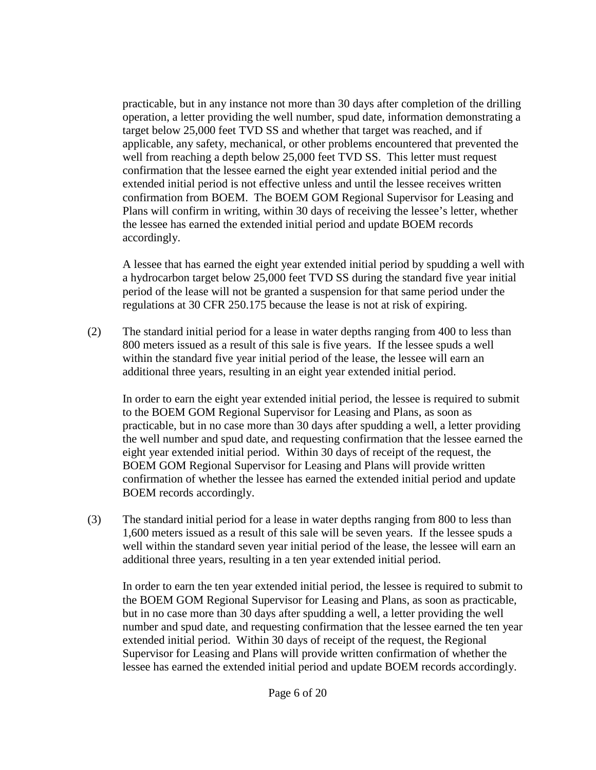practicable, but in any instance not more than 30 days after completion of the drilling operation, a letter providing the well number, spud date, information demonstrating a target below 25,000 feet TVD SS and whether that target was reached, and if applicable, any safety, mechanical, or other problems encountered that prevented the well from reaching a depth below 25,000 feet TVD SS. This letter must request confirmation that the lessee earned the eight year extended initial period and the extended initial period is not effective unless and until the lessee receives written confirmation from BOEM. The BOEM GOM Regional Supervisor for Leasing and Plans will confirm in writing, within 30 days of receiving the lessee's letter, whether the lessee has earned the extended initial period and update BOEM records accordingly.

A lessee that has earned the eight year extended initial period by spudding a well with a hydrocarbon target below 25,000 feet TVD SS during the standard five year initial period of the lease will not be granted a suspension for that same period under the regulations at 30 CFR 250.175 because the lease is not at risk of expiring.

(2) The standard initial period for a lease in water depths ranging from 400 to less than 800 meters issued as a result of this sale is five years. If the lessee spuds a well within the standard five year initial period of the lease, the lessee will earn an additional three years, resulting in an eight year extended initial period.

In order to earn the eight year extended initial period, the lessee is required to submit to the BOEM GOM Regional Supervisor for Leasing and Plans, as soon as practicable, but in no case more than 30 days after spudding a well, a letter providing the well number and spud date, and requesting confirmation that the lessee earned the eight year extended initial period. Within 30 days of receipt of the request, the BOEM GOM Regional Supervisor for Leasing and Plans will provide written confirmation of whether the lessee has earned the extended initial period and update BOEM records accordingly.

(3) The standard initial period for a lease in water depths ranging from 800 to less than 1,600 meters issued as a result of this sale will be seven years. If the lessee spuds a well within the standard seven year initial period of the lease, the lessee will earn an additional three years, resulting in a ten year extended initial period.

In order to earn the ten year extended initial period, the lessee is required to submit to the BOEM GOM Regional Supervisor for Leasing and Plans, as soon as practicable, but in no case more than 30 days after spudding a well, a letter providing the well number and spud date, and requesting confirmation that the lessee earned the ten year extended initial period. Within 30 days of receipt of the request, the Regional Supervisor for Leasing and Plans will provide written confirmation of whether the lessee has earned the extended initial period and update BOEM records accordingly.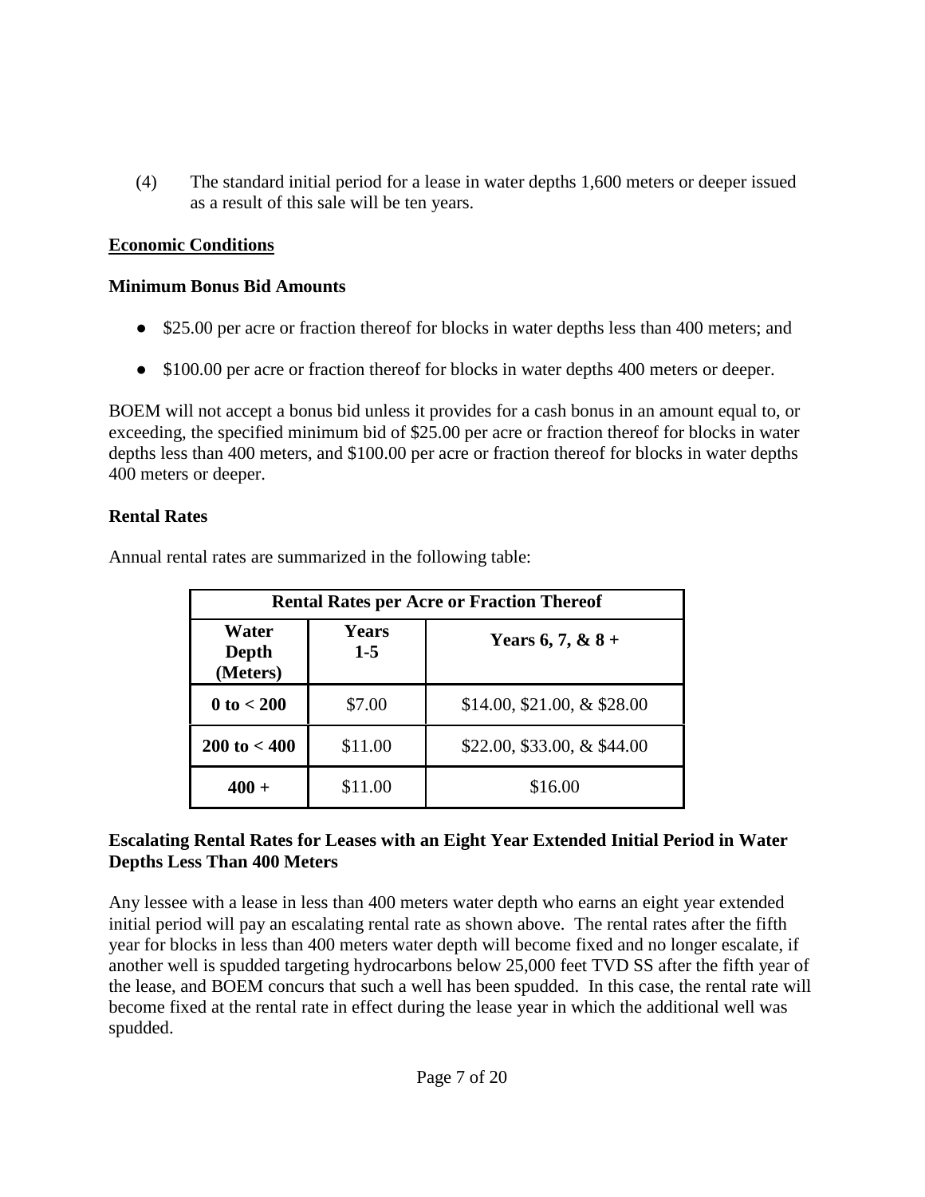(4) The standard initial period for a lease in water depths 1,600 meters or deeper issued as a result of this sale will be ten years.

## Economic Conditions

### Minimum Bonus Bid Amounts

- $25.00 per acre or fraction thereof for blocks in water depths less than 400 meters; and
- $100.00 per acre or fraction thereof for blocks in water depths 400 meters or deeper.

BOEM will not accept a bonus bid unless it provides for a cash bonus in an amount equal to, or exceeding, the specified minimum bid of $25.00 per acre or fraction thereof for blocks in water depths less than 400 meters, and $100.00 per acre or fraction thereof for blocks in water depths 400 meters or deeper.

### Rental Rates

Annual rental rates are summarized in the following table:

| Rental Rates per Acre or Fraction Thereof | | |
|---|---|---|
| **Water Depth (Meters)** | **Years 1-5** | **Years 6, 7, & 8 +** |
| **0 to < 200** | $7.00 | $14.00, $21.00, & $28.00 |
| **200 to < 400** | $11.00 | $22.00, $33.00, & $44.00 |
| **400 +** | $11.00 | $16.00 |

### Escalating Rental Rates for Leases with an Eight Year Extended Initial Period in Water Depths Less Than 400 Meters

Any lessee with a lease in less than 400 meters water depth who earns an eight year extended initial period will pay an escalating rental rate as shown above. The rental rates after the fifth year for blocks in less than 400 meters water depth will become fixed and no longer escalate, if another well is spudded targeting hydrocarbons below 25,000 feet TVD SS after the fifth year of the lease, and BOEM concurs that such a well has been spudded. In this case, the rental rate will become fixed at the rental rate in effect during the lease year in which the additional well was spudded.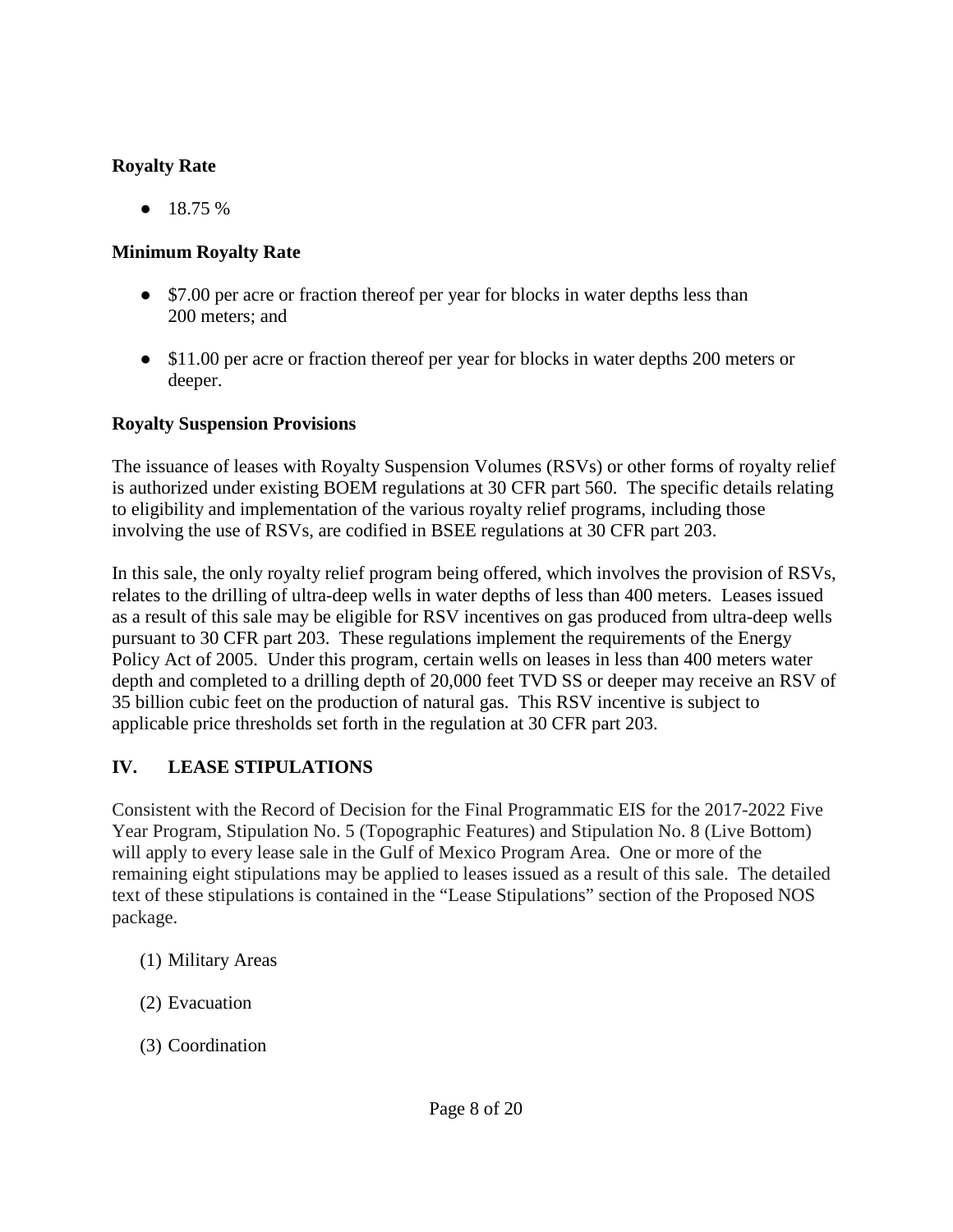**Royalty Rate**

- 18.75 %

**Minimum Royalty Rate**

- $7.00 per acre or fraction thereof per year for blocks in water depths less than 200 meters; and
- $11.00 per acre or fraction thereof per year for blocks in water depths 200 meters or deeper.

**Royalty Suspension Provisions**

The issuance of leases with Royalty Suspension Volumes (RSVs) or other forms of royalty relief is authorized under existing BOEM regulations at 30 CFR part 560. The specific details relating to eligibility and implementation of the various royalty relief programs, including those involving the use of RSVs, are codified in BSEE regulations at 30 CFR part 203.

In this sale, the only royalty relief program being offered, which involves the provision of RSVs, relates to the drilling of ultra-deep wells in water depths of less than 400 meters. Leases issued as a result of this sale may be eligible for RSV incentives on gas produced from ultra-deep wells pursuant to 30 CFR part 203. These regulations implement the requirements of the Energy Policy Act of 2005. Under this program, certain wells on leases in less than 400 meters water depth and completed to a drilling depth of 20,000 feet TVD SS or deeper may receive an RSV of 35 billion cubic feet on the production of natural gas. This RSV incentive is subject to applicable price thresholds set forth in the regulation at 30 CFR part 203.

## IV. LEASE STIPULATIONS

Consistent with the Record of Decision for the Final Programmatic EIS for the 2017-2022 Five Year Program, Stipulation No. 5 (Topographic Features) and Stipulation No. 8 (Live Bottom) will apply to every lease sale in the Gulf of Mexico Program Area. One or more of the remaining eight stipulations may be applied to leases issued as a result of this sale. The detailed text of these stipulations is contained in the "Lease Stipulations" section of the Proposed NOS package.

(1) Military Areas

(2) Evacuation

(3) Coordination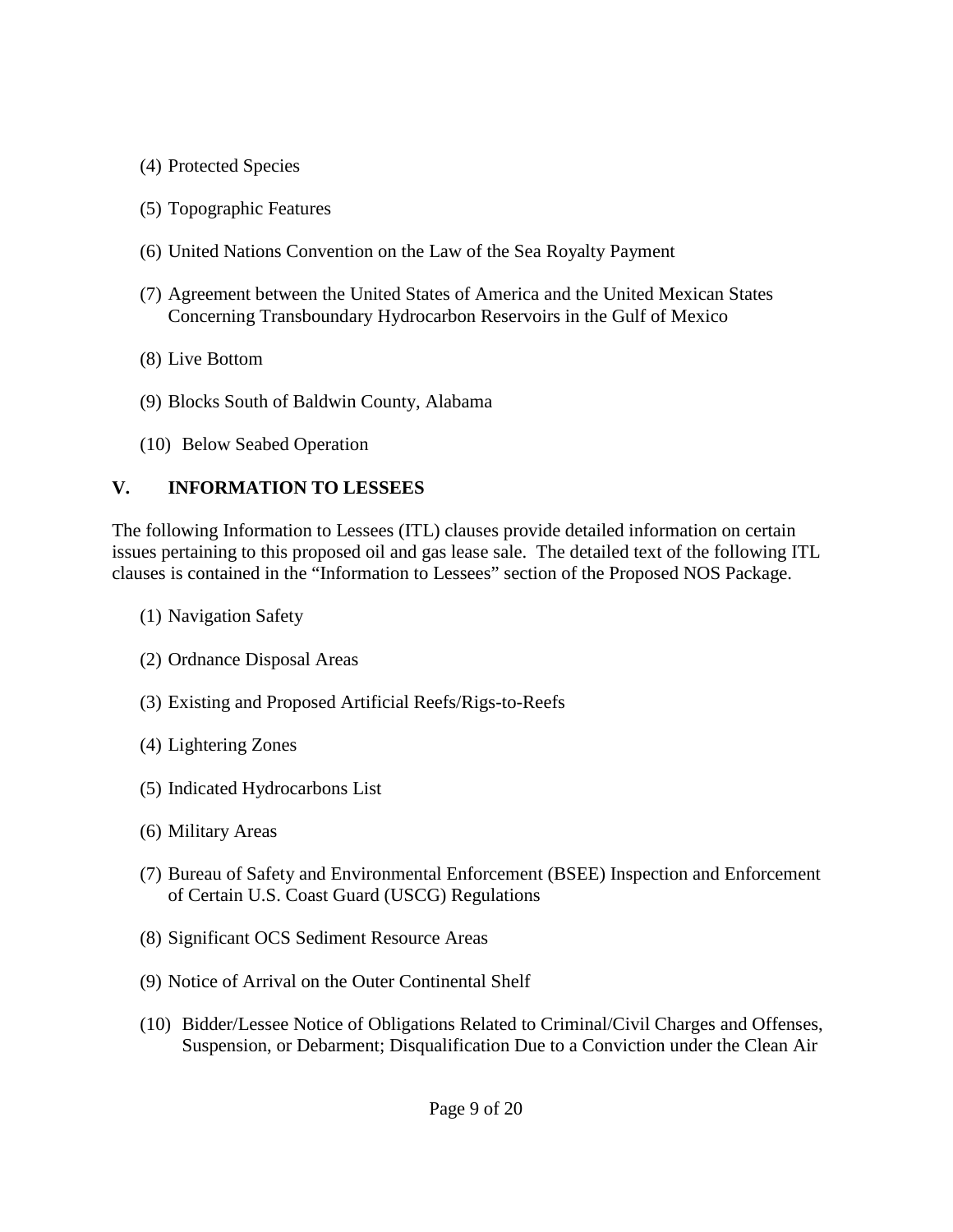(4) Protected Species

(5) Topographic Features

(6) United Nations Convention on the Law of the Sea Royalty Payment

(7) Agreement between the United States of America and the United Mexican States Concerning Transboundary Hydrocarbon Reservoirs in the Gulf of Mexico

(8) Live Bottom

(9) Blocks South of Baldwin County, Alabama

(10) Below Seabed Operation

## V. INFORMATION TO LESSEES

The following Information to Lessees (ITL) clauses provide detailed information on certain issues pertaining to this proposed oil and gas lease sale. The detailed text of the following ITL clauses is contained in the "Information to Lessees" section of the Proposed NOS Package.

(1) Navigation Safety

(2) Ordnance Disposal Areas

(3) Existing and Proposed Artificial Reefs/Rigs-to-Reefs

(4) Lightering Zones

(5) Indicated Hydrocarbons List

(6) Military Areas

(7) Bureau of Safety and Environmental Enforcement (BSEE) Inspection and Enforcement of Certain U.S. Coast Guard (USCG) Regulations

(8) Significant OCS Sediment Resource Areas

(9) Notice of Arrival on the Outer Continental Shelf

(10) Bidder/Lessee Notice of Obligations Related to Criminal/Civil Charges and Offenses, Suspension, or Debarment; Disqualification Due to a Conviction under the Clean Air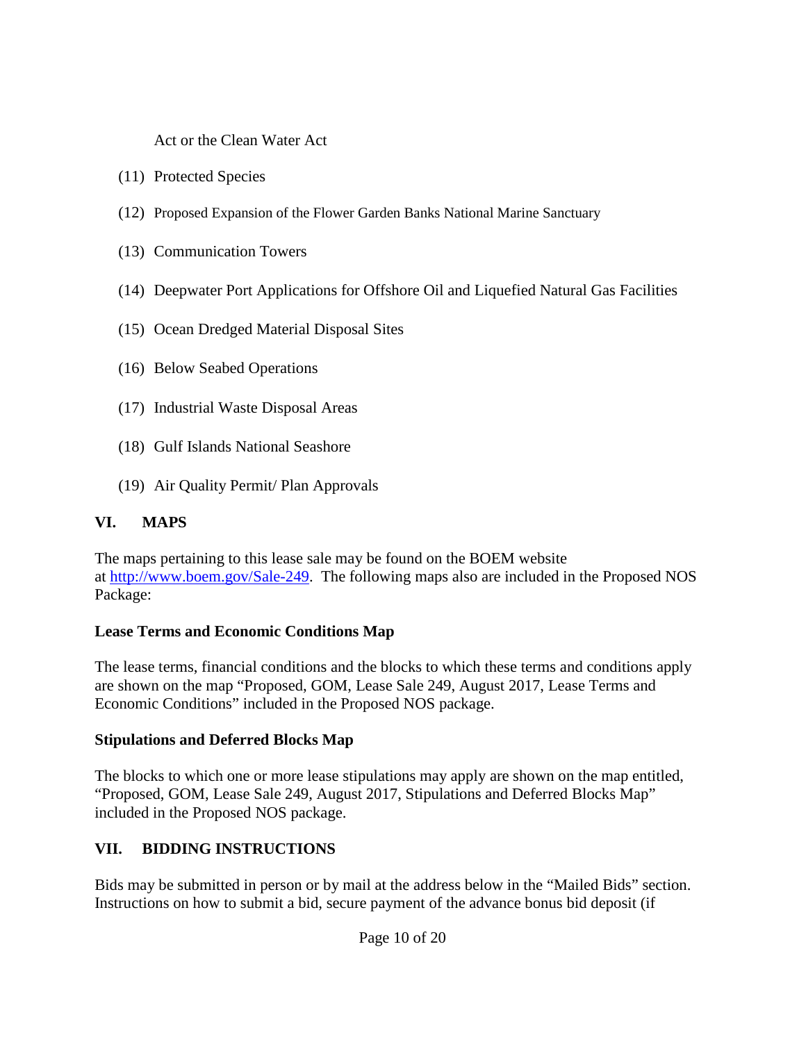Act or the Clean Water Act

(11) Protected Species

(12) Proposed Expansion of the Flower Garden Banks National Marine Sanctuary

(13) Communication Towers

(14) Deepwater Port Applications for Offshore Oil and Liquefied Natural Gas Facilities

(15) Ocean Dredged Material Disposal Sites

(16) Below Seabed Operations

(17) Industrial Waste Disposal Areas

(18) Gulf Islands National Seashore

(19) Air Quality Permit/ Plan Approvals

## VI. MAPS

The maps pertaining to this lease sale may be found on the BOEM website at [http://www.boem.gov/Sale-249](http://www.boem.gov/Sale-249). The following maps also are included in the Proposed NOS Package:

**Lease Terms and Economic Conditions Map**

The lease terms, financial conditions and the blocks to which these terms and conditions apply are shown on the map "Proposed, GOM, Lease Sale 249, August 2017, Lease Terms and Economic Conditions" included in the Proposed NOS package.

**Stipulations and Deferred Blocks Map**

The blocks to which one or more lease stipulations may apply are shown on the map entitled, "Proposed, GOM, Lease Sale 249, August 2017, Stipulations and Deferred Blocks Map" included in the Proposed NOS package.

## VII. BIDDING INSTRUCTIONS

Bids may be submitted in person or by mail at the address below in the "Mailed Bids" section. Instructions on how to submit a bid, secure payment of the advance bonus bid deposit (if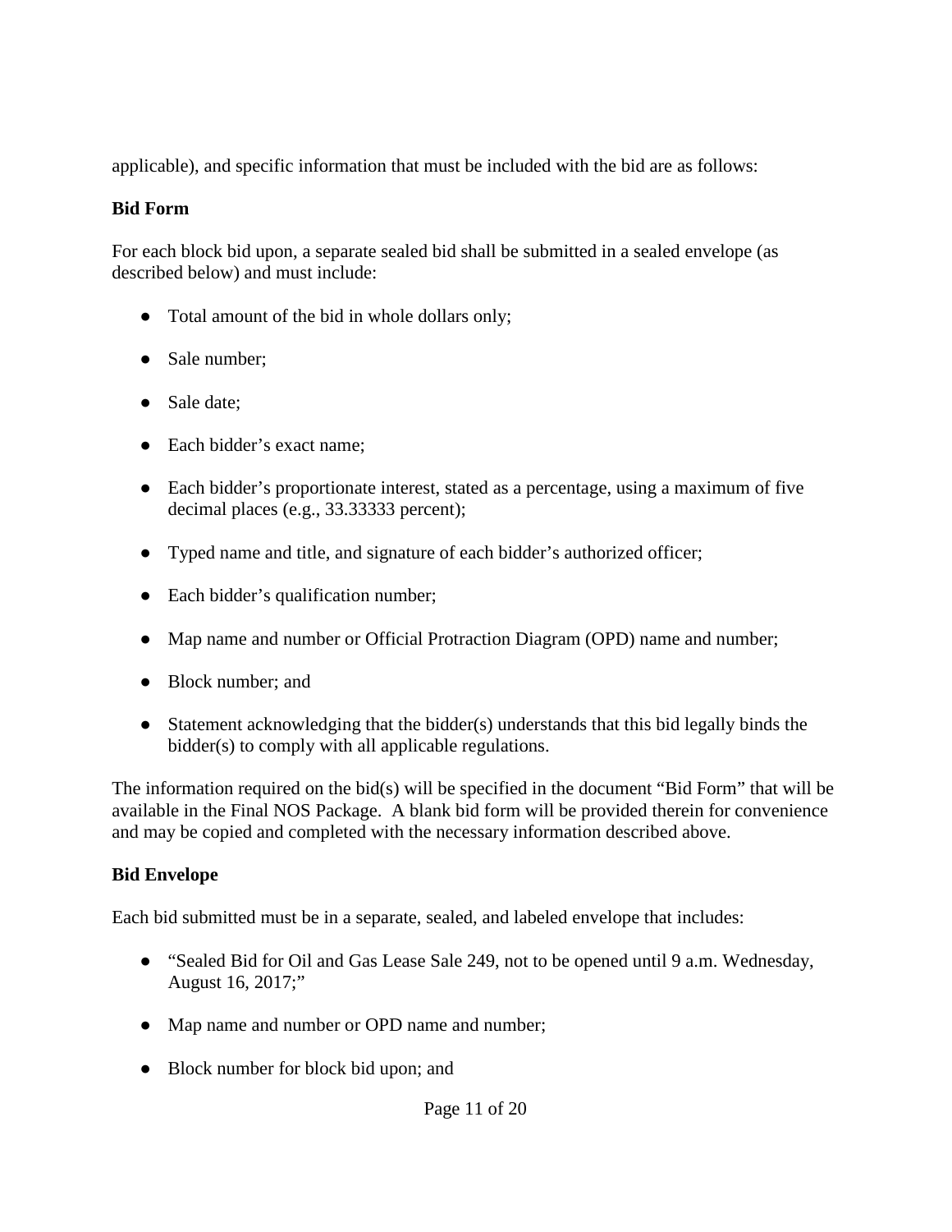applicable), and specific information that must be included with the bid are as follows:

**Bid Form**

For each block bid upon, a separate sealed bid shall be submitted in a sealed envelope (as described below) and must include:

- Total amount of the bid in whole dollars only;
- Sale number;
- Sale date;
- Each bidder's exact name;
- Each bidder's proportionate interest, stated as a percentage, using a maximum of five decimal places (e.g., 33.33333 percent);
- Typed name and title, and signature of each bidder's authorized officer;
- Each bidder's qualification number;
- Map name and number or Official Protraction Diagram (OPD) name and number;
- Block number; and
- Statement acknowledging that the bidder(s) understands that this bid legally binds the bidder(s) to comply with all applicable regulations.

The information required on the bid(s) will be specified in the document "Bid Form" that will be available in the Final NOS Package. A blank bid form will be provided therein for convenience and may be copied and completed with the necessary information described above.

**Bid Envelope**

Each bid submitted must be in a separate, sealed, and labeled envelope that includes:

- "Sealed Bid for Oil and Gas Lease Sale 249, not to be opened until 9 a.m. Wednesday, August 16, 2017;"
- Map name and number or OPD name and number;
- Block number for block bid upon; and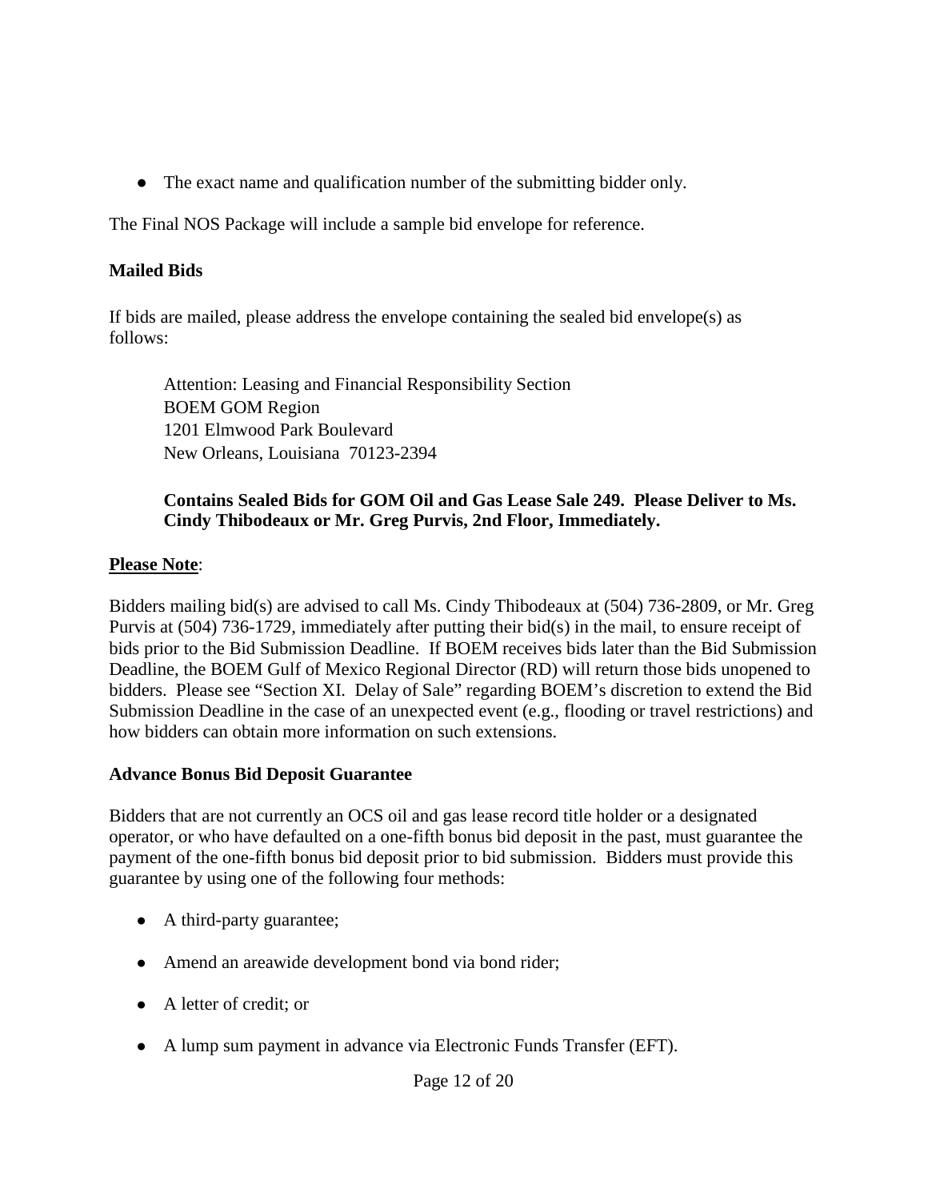- The exact name and qualification number of the submitting bidder only.

The Final NOS Package will include a sample bid envelope for reference.

**Mailed Bids**

If bids are mailed, please address the envelope containing the sealed bid envelope(s) as follows:

> Attention: Leasing and Financial Responsibility Section
> BOEM GOM Region
> 1201 Elmwood Park Boulevard
> New Orleans, Louisiana 70123-2394
>
> **Contains Sealed Bids for GOM Oil and Gas Lease Sale 249. Please Deliver to Ms. Cindy Thibodeaux or Mr. Greg Purvis, 2nd Floor, Immediately.**

**Please Note**:

Bidders mailing bid(s) are advised to call Ms. Cindy Thibodeaux at (504) 736-2809, or Mr. Greg Purvis at (504) 736-1729, immediately after putting their bid(s) in the mail, to ensure receipt of bids prior to the Bid Submission Deadline. If BOEM receives bids later than the Bid Submission Deadline, the BOEM Gulf of Mexico Regional Director (RD) will return those bids unopened to bidders. Please see "Section XI. Delay of Sale" regarding BOEM's discretion to extend the Bid Submission Deadline in the case of an unexpected event (e.g., flooding or travel restrictions) and how bidders can obtain more information on such extensions.

**Advance Bonus Bid Deposit Guarantee**

Bidders that are not currently an OCS oil and gas lease record title holder or a designated operator, or who have defaulted on a one-fifth bonus bid deposit in the past, must guarantee the payment of the one-fifth bonus bid deposit prior to bid submission. Bidders must provide this guarantee by using one of the following four methods:

- A third-party guarantee;
- Amend an areawide development bond via bond rider;
- A letter of credit; or
- A lump sum payment in advance via Electronic Funds Transfer (EFT).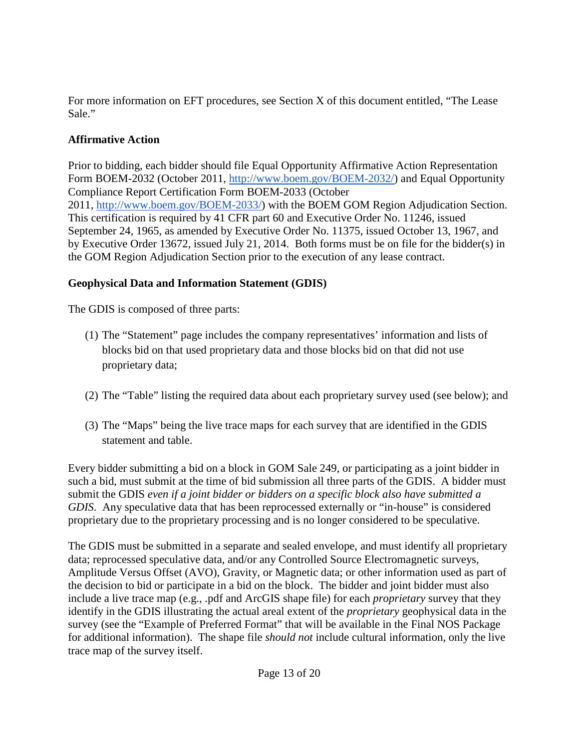For more information on EFT procedures, see Section X of this document entitled, "The Lease Sale."

**Affirmative Action**

Prior to bidding, each bidder should file Equal Opportunity Affirmative Action Representation Form BOEM-2032 (October 2011, http://www.boem.gov/BOEM-2032/) and Equal Opportunity Compliance Report Certification Form BOEM-2033 (October 2011, http://www.boem.gov/BOEM-2033/) with the BOEM GOM Region Adjudication Section. This certification is required by 41 CFR part 60 and Executive Order No. 11246, issued September 24, 1965, as amended by Executive Order No. 11375, issued October 13, 1967, and by Executive Order 13672, issued July 21, 2014. Both forms must be on file for the bidder(s) in the GOM Region Adjudication Section prior to the execution of any lease contract.

**Geophysical Data and Information Statement (GDIS)**

The GDIS is composed of three parts:

(1) The "Statement" page includes the company representatives' information and lists of blocks bid on that used proprietary data and those blocks bid on that did not use proprietary data;

(2) The "Table" listing the required data about each proprietary survey used (see below); and

(3) The "Maps" being the live trace maps for each survey that are identified in the GDIS statement and table.

Every bidder submitting a bid on a block in GOM Sale 249, or participating as a joint bidder in such a bid, must submit at the time of bid submission all three parts of the GDIS. A bidder must submit the GDIS *even if a joint bidder or bidders on a specific block also have submitted a GDIS*. Any speculative data that has been reprocessed externally or "in-house" is considered proprietary due to the proprietary processing and is no longer considered to be speculative.

The GDIS must be submitted in a separate and sealed envelope, and must identify all proprietary data; reprocessed speculative data, and/or any Controlled Source Electromagnetic surveys, Amplitude Versus Offset (AVO), Gravity, or Magnetic data; or other information used as part of the decision to bid or participate in a bid on the block. The bidder and joint bidder must also include a live trace map (e.g., .pdf and ArcGIS shape file) for each *proprietary* survey that they identify in the GDIS illustrating the actual areal extent of the *proprietary* geophysical data in the survey (see the "Example of Preferred Format" that will be available in the Final NOS Package for additional information). The shape file *should not* include cultural information, only the live trace map of the survey itself.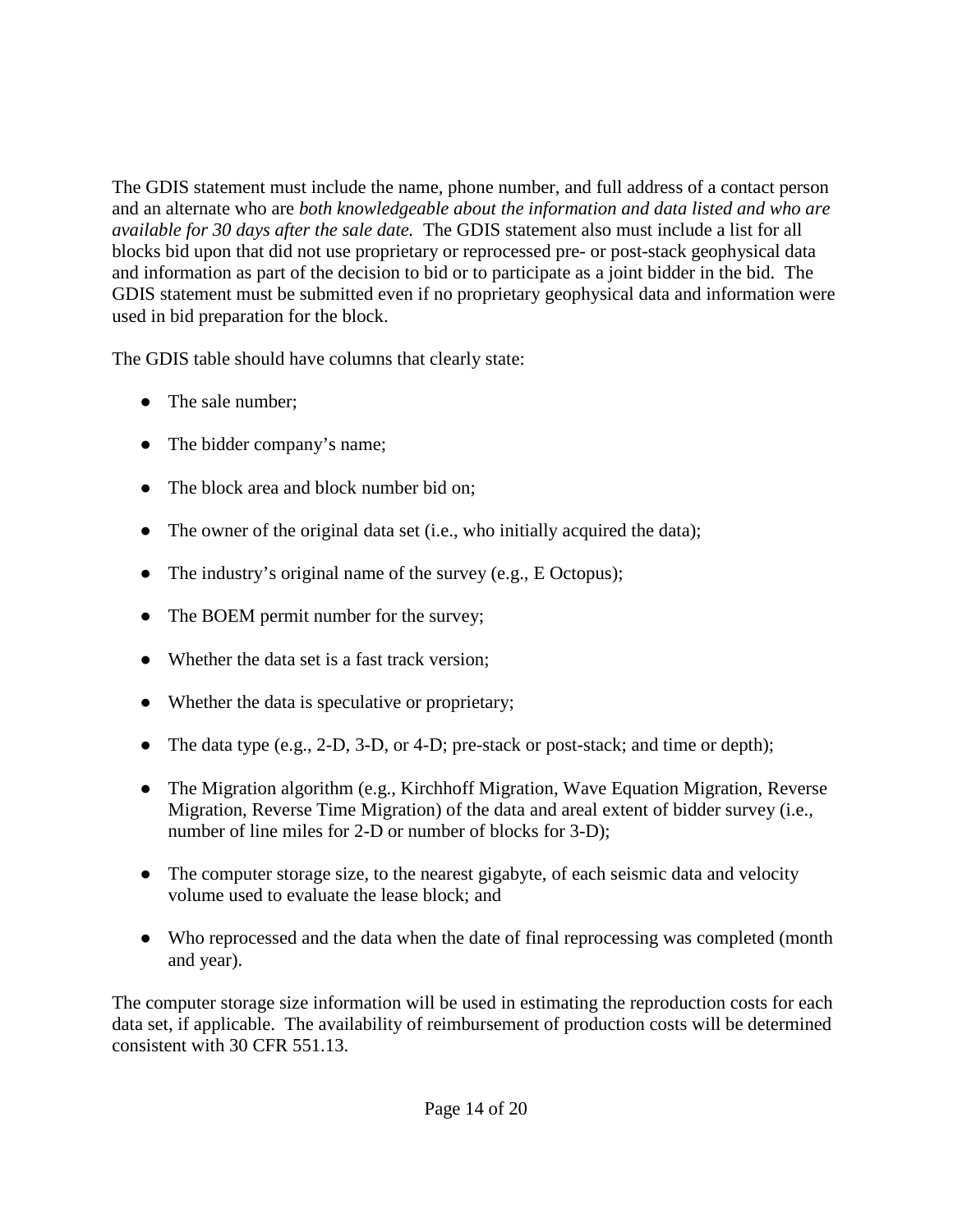The GDIS statement must include the name, phone number, and full address of a contact person and an alternate who are *both knowledgeable about the information and data listed and who are available for 30 days after the sale date.* The GDIS statement also must include a list for all blocks bid upon that did not use proprietary or reprocessed pre- or post-stack geophysical data and information as part of the decision to bid or to participate as a joint bidder in the bid. The GDIS statement must be submitted even if no proprietary geophysical data and information were used in bid preparation for the block.

The GDIS table should have columns that clearly state:

- The sale number;
- The bidder company's name;
- The block area and block number bid on;
- The owner of the original data set (i.e., who initially acquired the data);
- The industry's original name of the survey (e.g., E Octopus);
- The BOEM permit number for the survey;
- Whether the data set is a fast track version;
- Whether the data is speculative or proprietary;
- The data type (e.g., 2-D, 3-D, or 4-D; pre-stack or post-stack; and time or depth);
- The Migration algorithm (e.g., Kirchhoff Migration, Wave Equation Migration, Reverse Migration, Reverse Time Migration) of the data and areal extent of bidder survey (i.e., number of line miles for 2-D or number of blocks for 3-D);
- The computer storage size, to the nearest gigabyte, of each seismic data and velocity volume used to evaluate the lease block; and
- Who reprocessed and the data when the date of final reprocessing was completed (month and year).

The computer storage size information will be used in estimating the reproduction costs for each data set, if applicable. The availability of reimbursement of production costs will be determined consistent with 30 CFR 551.13.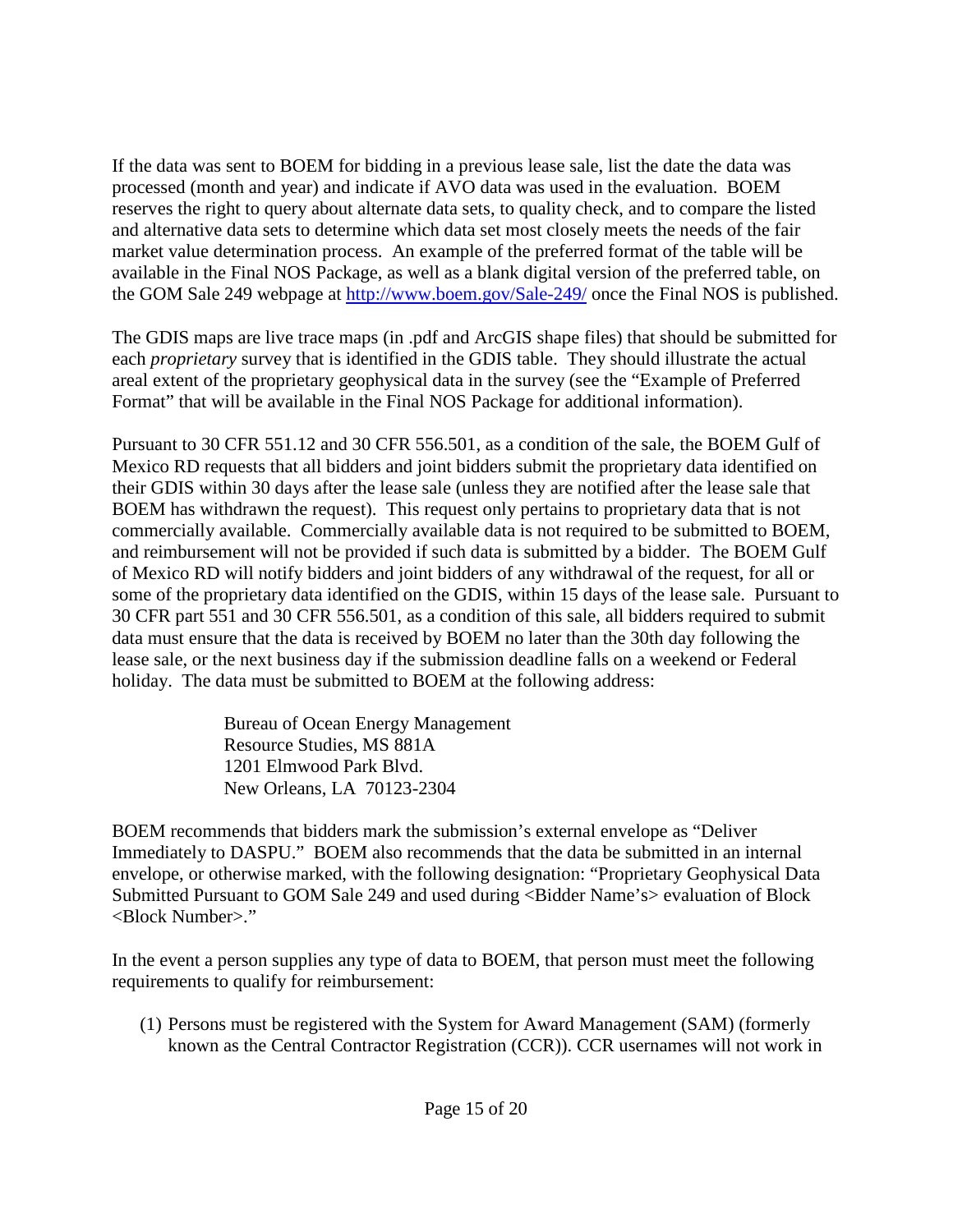If the data was sent to BOEM for bidding in a previous lease sale, list the date the data was processed (month and year) and indicate if AVO data was used in the evaluation. BOEM reserves the right to query about alternate data sets, to quality check, and to compare the listed and alternative data sets to determine which data set most closely meets the needs of the fair market value determination process. An example of the preferred format of the table will be available in the Final NOS Package, as well as a blank digital version of the preferred table, on the GOM Sale 249 webpage at [http://www.boem.gov/Sale-249/](http://www.boem.gov/Sale-249/) once the Final NOS is published.

The GDIS maps are live trace maps (in .pdf and ArcGIS shape files) that should be submitted for each *proprietary* survey that is identified in the GDIS table. They should illustrate the actual areal extent of the proprietary geophysical data in the survey (see the "Example of Preferred Format" that will be available in the Final NOS Package for additional information).

Pursuant to 30 CFR 551.12 and 30 CFR 556.501, as a condition of the sale, the BOEM Gulf of Mexico RD requests that all bidders and joint bidders submit the proprietary data identified on their GDIS within 30 days after the lease sale (unless they are notified after the lease sale that BOEM has withdrawn the request). This request only pertains to proprietary data that is not commercially available. Commercially available data is not required to be submitted to BOEM, and reimbursement will not be provided if such data is submitted by a bidder. The BOEM Gulf of Mexico RD will notify bidders and joint bidders of any withdrawal of the request, for all or some of the proprietary data identified on the GDIS, within 15 days of the lease sale. Pursuant to 30 CFR part 551 and 30 CFR 556.501, as a condition of this sale, all bidders required to submit data must ensure that the data is received by BOEM no later than the 30th day following the lease sale, or the next business day if the submission deadline falls on a weekend or Federal holiday. The data must be submitted to BOEM at the following address:

> Bureau of Ocean Energy Management
> Resource Studies, MS 881A
> 1201 Elmwood Park Blvd.
> New Orleans, LA 70123-2304

BOEM recommends that bidders mark the submission's external envelope as "Deliver Immediately to DASPU." BOEM also recommends that the data be submitted in an internal envelope, or otherwise marked, with the following designation: "Proprietary Geophysical Data Submitted Pursuant to GOM Sale 249 and used during <Bidder Name's> evaluation of Block <Block Number>."

In the event a person supplies any type of data to BOEM, that person must meet the following requirements to qualify for reimbursement:

(1) Persons must be registered with the System for Award Management (SAM) (formerly known as the Central Contractor Registration (CCR)). CCR usernames will not work in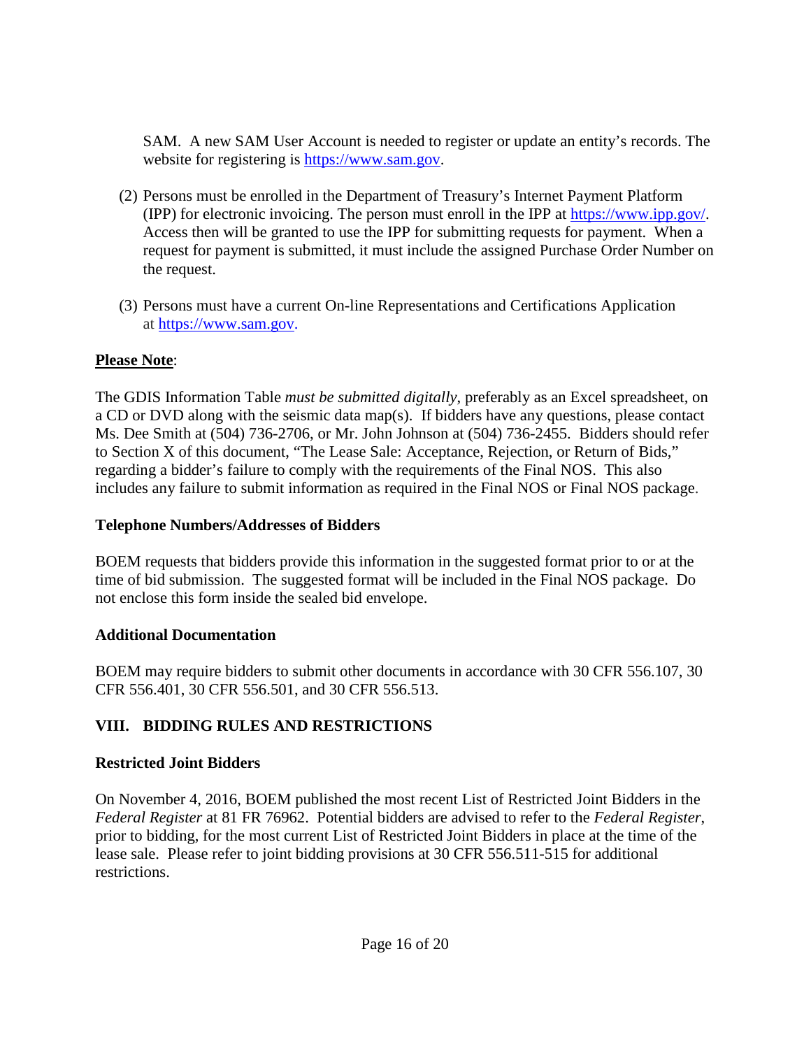SAM. A new SAM User Account is needed to register or update an entity's records. The website for registering is https://www.sam.gov.

(2) Persons must be enrolled in the Department of Treasury's Internet Payment Platform (IPP) for electronic invoicing. The person must enroll in the IPP at https://www.ipp.gov/. Access then will be granted to use the IPP for submitting requests for payment. When a request for payment is submitted, it must include the assigned Purchase Order Number on the request.

(3) Persons must have a current On-line Representations and Certifications Application at https://www.sam.gov.

**Please Note**:

The GDIS Information Table *must be submitted digitally*, preferably as an Excel spreadsheet, on a CD or DVD along with the seismic data map(s). If bidders have any questions, please contact Ms. Dee Smith at (504) 736-2706, or Mr. John Johnson at (504) 736-2455. Bidders should refer to Section X of this document, "The Lease Sale: Acceptance, Rejection, or Return of Bids," regarding a bidder's failure to comply with the requirements of the Final NOS. This also includes any failure to submit information as required in the Final NOS or Final NOS package.

**Telephone Numbers/Addresses of Bidders**

BOEM requests that bidders provide this information in the suggested format prior to or at the time of bid submission. The suggested format will be included in the Final NOS package. Do not enclose this form inside the sealed bid envelope.

**Additional Documentation**

BOEM may require bidders to submit other documents in accordance with 30 CFR 556.107, 30 CFR 556.401, 30 CFR 556.501, and 30 CFR 556.513.

## VIII. BIDDING RULES AND RESTRICTIONS

**Restricted Joint Bidders**

On November 4, 2016, BOEM published the most recent List of Restricted Joint Bidders in the *Federal Register* at 81 FR 76962. Potential bidders are advised to refer to the *Federal Register*, prior to bidding, for the most current List of Restricted Joint Bidders in place at the time of the lease sale. Please refer to joint bidding provisions at 30 CFR 556.511-515 for additional restrictions.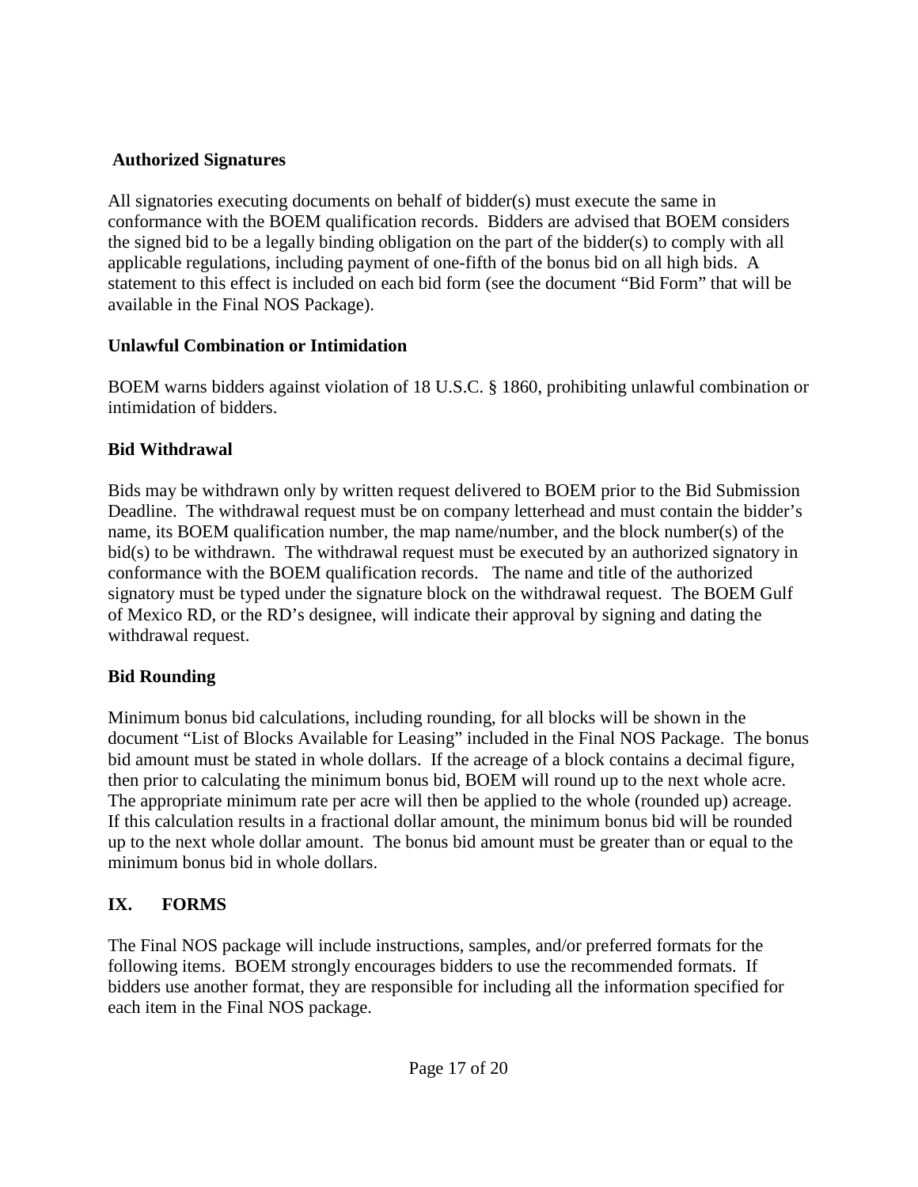### Authorized Signatures

All signatories executing documents on behalf of bidder(s) must execute the same in conformance with the BOEM qualification records. Bidders are advised that BOEM considers the signed bid to be a legally binding obligation on the part of the bidder(s) to comply with all applicable regulations, including payment of one-fifth of the bonus bid on all high bids. A statement to this effect is included on each bid form (see the document "Bid Form" that will be available in the Final NOS Package).

### Unlawful Combination or Intimidation

BOEM warns bidders against violation of 18 U.S.C. § 1860, prohibiting unlawful combination or intimidation of bidders.

### Bid Withdrawal

Bids may be withdrawn only by written request delivered to BOEM prior to the Bid Submission Deadline. The withdrawal request must be on company letterhead and must contain the bidder's name, its BOEM qualification number, the map name/number, and the block number(s) of the bid(s) to be withdrawn. The withdrawal request must be executed by an authorized signatory in conformance with the BOEM qualification records. The name and title of the authorized signatory must be typed under the signature block on the withdrawal request. The BOEM Gulf of Mexico RD, or the RD's designee, will indicate their approval by signing and dating the withdrawal request.

### Bid Rounding

Minimum bonus bid calculations, including rounding, for all blocks will be shown in the document "List of Blocks Available for Leasing" included in the Final NOS Package. The bonus bid amount must be stated in whole dollars. If the acreage of a block contains a decimal figure, then prior to calculating the minimum bonus bid, BOEM will round up to the next whole acre. The appropriate minimum rate per acre will then be applied to the whole (rounded up) acreage. If this calculation results in a fractional dollar amount, the minimum bonus bid will be rounded up to the next whole dollar amount. The bonus bid amount must be greater than or equal to the minimum bonus bid in whole dollars.

## IX. FORMS

The Final NOS package will include instructions, samples, and/or preferred formats for the following items. BOEM strongly encourages bidders to use the recommended formats. If bidders use another format, they are responsible for including all the information specified for each item in the Final NOS package.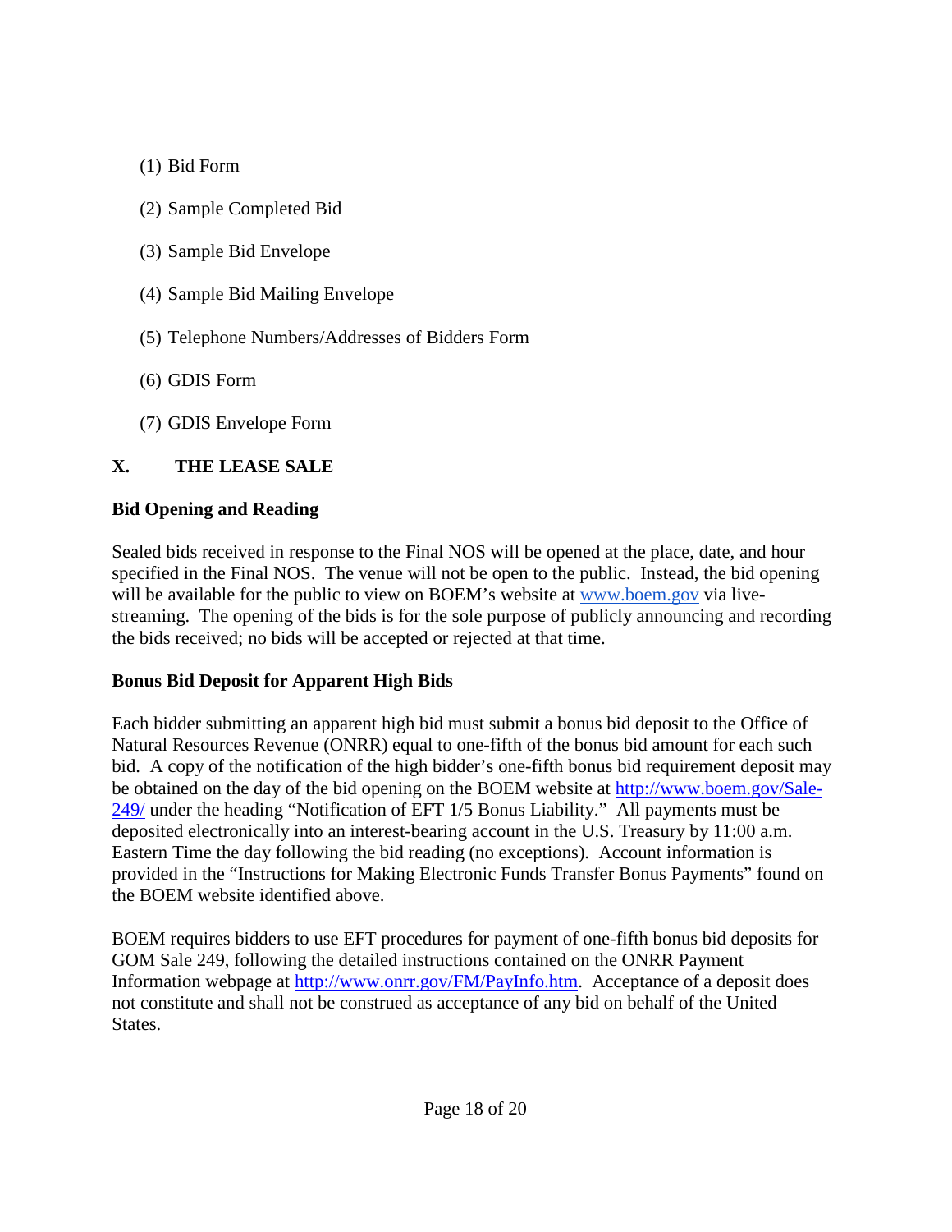(1) Bid Form

(2) Sample Completed Bid

(3) Sample Bid Envelope

(4) Sample Bid Mailing Envelope

(5) Telephone Numbers/Addresses of Bidders Form

(6) GDIS Form

(7) GDIS Envelope Form

## X. THE LEASE SALE

### Bid Opening and Reading

Sealed bids received in response to the Final NOS will be opened at the place, date, and hour specified in the Final NOS. The venue will not be open to the public. Instead, the bid opening will be available for the public to view on BOEM's website at [www.boem.gov](http://www.boem.gov) via live-streaming. The opening of the bids is for the sole purpose of publicly announcing and recording the bids received; no bids will be accepted or rejected at that time.

### Bonus Bid Deposit for Apparent High Bids

Each bidder submitting an apparent high bid must submit a bonus bid deposit to the Office of Natural Resources Revenue (ONRR) equal to one-fifth of the bonus bid amount for each such bid. A copy of the notification of the high bidder's one-fifth bonus bid requirement deposit may be obtained on the day of the bid opening on the BOEM website at [http://www.boem.gov/Sale-249/](http://www.boem.gov/Sale-249/) under the heading "Notification of EFT 1/5 Bonus Liability." All payments must be deposited electronically into an interest-bearing account in the U.S. Treasury by 11:00 a.m. Eastern Time the day following the bid reading (no exceptions). Account information is provided in the "Instructions for Making Electronic Funds Transfer Bonus Payments" found on the BOEM website identified above.

BOEM requires bidders to use EFT procedures for payment of one-fifth bonus bid deposits for GOM Sale 249, following the detailed instructions contained on the ONRR Payment Information webpage at [http://www.onrr.gov/FM/PayInfo.htm](http://www.onrr.gov/FM/PayInfo.htm). Acceptance of a deposit does not constitute and shall not be construed as acceptance of any bid on behalf of the United States.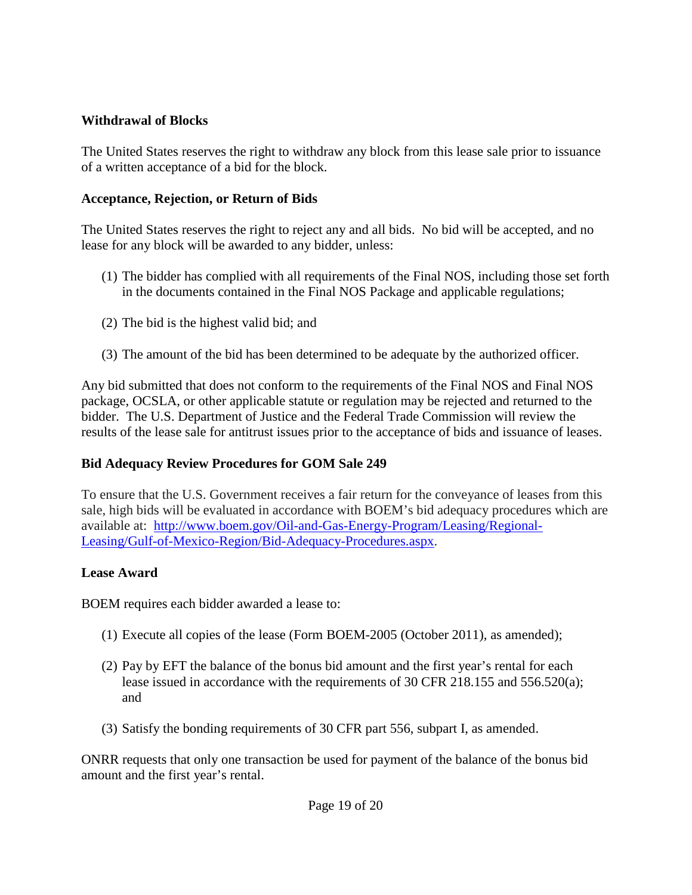## Withdrawal of Blocks

The United States reserves the right to withdraw any block from this lease sale prior to issuance of a written acceptance of a bid for the block.

## Acceptance, Rejection, or Return of Bids

The United States reserves the right to reject any and all bids. No bid will be accepted, and no lease for any block will be awarded to any bidder, unless:

(1) The bidder has complied with all requirements of the Final NOS, including those set forth in the documents contained in the Final NOS Package and applicable regulations;

(2) The bid is the highest valid bid; and

(3) The amount of the bid has been determined to be adequate by the authorized officer.

Any bid submitted that does not conform to the requirements of the Final NOS and Final NOS package, OCSLA, or other applicable statute or regulation may be rejected and returned to the bidder. The U.S. Department of Justice and the Federal Trade Commission will review the results of the lease sale for antitrust issues prior to the acceptance of bids and issuance of leases.

## Bid Adequacy Review Procedures for GOM Sale 249

To ensure that the U.S. Government receives a fair return for the conveyance of leases from this sale, high bids will be evaluated in accordance with BOEM's bid adequacy procedures which are available at: [http://www.boem.gov/Oil-and-Gas-Energy-Program/Leasing/Regional-Leasing/Gulf-of-Mexico-Region/Bid-Adequacy-Procedures.aspx](http://www.boem.gov/Oil-and-Gas-Energy-Program/Leasing/Regional-Leasing/Gulf-of-Mexico-Region/Bid-Adequacy-Procedures.aspx).

## Lease Award

BOEM requires each bidder awarded a lease to:

(1) Execute all copies of the lease (Form BOEM-2005 (October 2011), as amended);

(2) Pay by EFT the balance of the bonus bid amount and the first year's rental for each lease issued in accordance with the requirements of 30 CFR 218.155 and 556.520(a); and

(3) Satisfy the bonding requirements of 30 CFR part 556, subpart I, as amended.

ONRR requests that only one transaction be used for payment of the balance of the bonus bid amount and the first year's rental.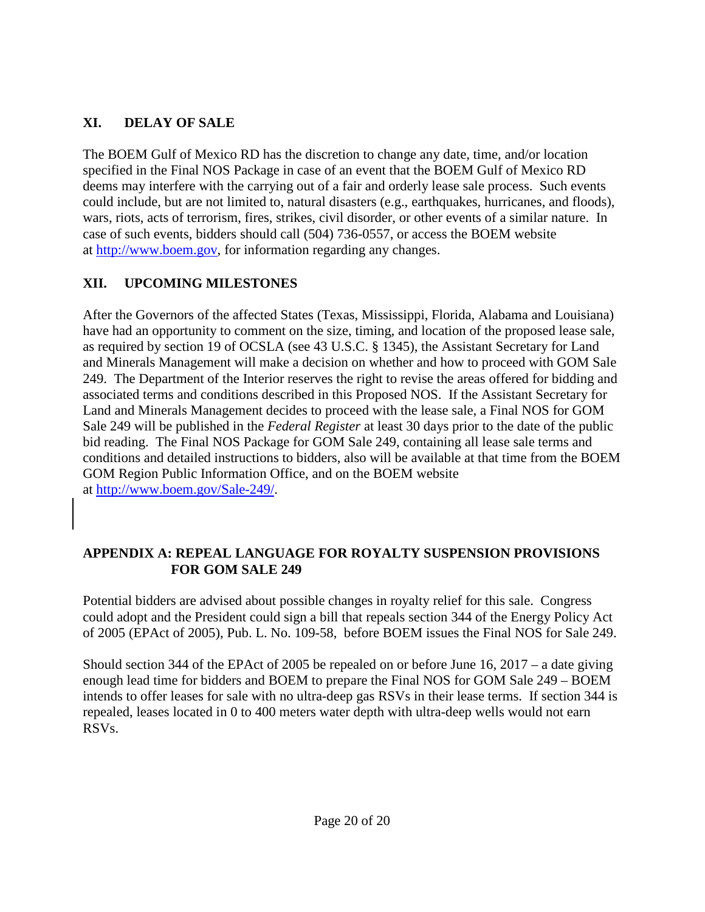## XI. DELAY OF SALE

The BOEM Gulf of Mexico RD has the discretion to change any date, time, and/or location specified in the Final NOS Package in case of an event that the BOEM Gulf of Mexico RD deems may interfere with the carrying out of a fair and orderly lease sale process. Such events could include, but are not limited to, natural disasters (e.g., earthquakes, hurricanes, and floods), wars, riots, acts of terrorism, fires, strikes, civil disorder, or other events of a similar nature. In case of such events, bidders should call (504) 736-0557, or access the BOEM website at http://www.boem.gov, for information regarding any changes.

## XII. UPCOMING MILESTONES

After the Governors of the affected States (Texas, Mississippi, Florida, Alabama and Louisiana) have had an opportunity to comment on the size, timing, and location of the proposed lease sale, as required by section 19 of OCSLA (see 43 U.S.C. § 1345), the Assistant Secretary for Land and Minerals Management will make a decision on whether and how to proceed with GOM Sale 249. The Department of the Interior reserves the right to revise the areas offered for bidding and associated terms and conditions described in this Proposed NOS. If the Assistant Secretary for Land and Minerals Management decides to proceed with the lease sale, a Final NOS for GOM Sale 249 will be published in the *Federal Register* at least 30 days prior to the date of the public bid reading. The Final NOS Package for GOM Sale 249, containing all lease sale terms and conditions and detailed instructions to bidders, also will be available at that time from the BOEM GOM Region Public Information Office, and on the BOEM website at http://www.boem.gov/Sale-249/.

## APPENDIX A: REPEAL LANGUAGE FOR ROYALTY SUSPENSION PROVISIONS FOR GOM SALE 249

Potential bidders are advised about possible changes in royalty relief for this sale. Congress could adopt and the President could sign a bill that repeals section 344 of the Energy Policy Act of 2005 (EPAct of 2005), Pub. L. No. 109-58, before BOEM issues the Final NOS for Sale 249.

Should section 344 of the EPAct of 2005 be repealed on or before June 16, 2017 – a date giving enough lead time for bidders and BOEM to prepare the Final NOS for GOM Sale 249 – BOEM intends to offer leases for sale with no ultra-deep gas RSVs in their lease terms. If section 344 is repealed, leases located in 0 to 400 meters water depth with ultra-deep wells would not earn RSVs.